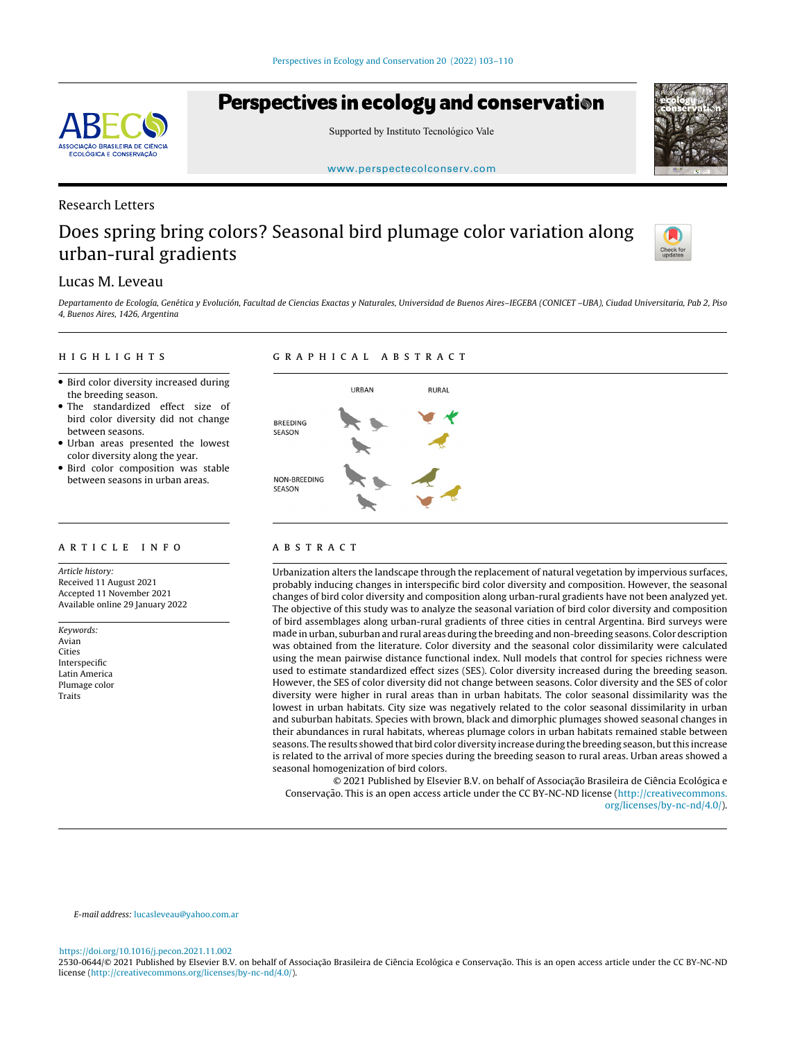Research Letters

# Does spring bring colors? Seasonal bird plumage color variation along urban-rural gradients

Lucas M. Leveau

*Departamento de Ecología, Genética y Evolución, Facultad de Ciencias Exactas y Naturales, Universidad de Buenos Aires–IEGEBA (CONICET –UBA), Ciudad Universitaria, Pab 2, Piso 4, Buenos Aires, 1426, Argentina*

## HIGHLIGHTS

- Bird color diversity increased during the breeding season.
- The standardized effect size of bird color diversity did not change between seasons.
- Urban areas presented the lowest color diversity along the year.
- Bird color composition was stable between seasons in urban areas.

## GRAPHICAL ABSTRACT

URBAN RURAL

BREEDING SEASON

NON-BREEDING SEASON

## ARTICLE INFO

*Article history:*
Received 11 August 2021
Accepted 11 November 2021
Available online 29 January 2022

*Keywords:*
Avian
Cities
Interspecific
Latin America
Plumage color
Traits

## ABSTRACT

Urbanization alters the landscape through the replacement of natural vegetation by impervious surfaces, probably inducing changes in interspecific bird color diversity and composition. However, the seasonal changes of bird color diversity and composition along urban-rural gradients have not been analyzed yet. The objective of this study was to analyze the seasonal variation of bird color diversity and composition of bird assemblages along urban-rural gradients of three cities in central Argentina. Bird surveys were made in urban, suburban and rural areas during the breeding and non-breeding seasons. Color description was obtained from the literature. Color diversity and the seasonal color dissimilarity were calculated using the mean pairwise distance functional index. Null models that control for species richness were used to estimate standardized effect sizes (SES). Color diversity increased during the breeding season. However, the SES of color diversity did not change between seasons. Color diversity and the SES of color diversity were higher in rural areas than in urban habitats. The color seasonal dissimilarity was the lowest in urban habitats. City size was negatively related to the color seasonal dissimilarity in urban and suburban habitats. Species with brown, black and dimorphic plumages showed seasonal changes in their abundances in rural habitats, whereas plumage colors in urban habitats remained stable between seasons. The results showed that bird color diversity increase during the breeding season, but this increase is related to the arrival of more species during the breeding season to rural areas. Urban areas showed a seasonal homogenization of bird colors.

© 2021 Published by Elsevier B.V. on behalf of Associação Brasileira de Ciência Ecológica e Conservação. This is an open access article under the CC BY-NC-ND license (http://creativecommons.org/licenses/by-nc-nd/4.0/).

*E-mail address:* lucasleveau@yahoo.com.ar

https://doi.org/10.1016/j.pecon.2021.11.002
2530-0644/© 2021 Published by Elsevier B.V. on behalf of Associação Brasileira de Ciência Ecológica e Conservação. This is an open access article under the CC BY-NC-ND license (http://creativecommons.org/licenses/by-nc-nd/4.0/).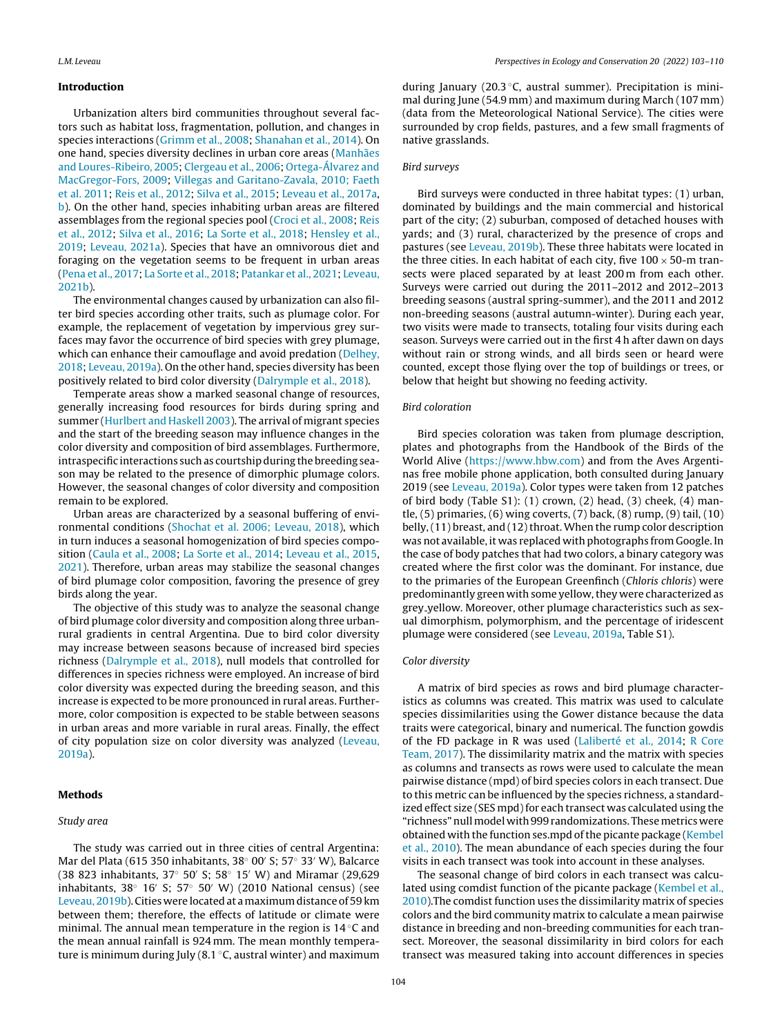## Introduction

Urbanization alters bird communities throughout several factors such as habitat loss, fragmentation, pollution, and changes in species interactions (Grimm et al., 2008; Shanahan et al., 2014). On one hand, species diversity declines in urban core areas (Manhães and Loures-Ribeiro, 2005; Clergeau et al., 2006; Ortega-Álvarez and MacGregor-Fors, 2009; Villegas and Garitano-Zavala, 2010; Faeth et al. 2011; Reis et al., 2012; Silva et al., 2015; Leveau et al., 2017a, b). On the other hand, species inhabiting urban areas are filtered assemblages from the regional species pool (Croci et al., 2008; Reis et al., 2012; Silva et al., 2016; La Sorte et al., 2018; Hensley et al., 2019; Leveau, 2021a). Species that have an omnivorous diet and foraging on the vegetation seems to be frequent in urban areas (Pena et al., 2017; La Sorte et al., 2018; Patankar et al., 2021; Leveau, 2021b).

The environmental changes caused by urbanization can also filter bird species according other traits, such as plumage color. For example, the replacement of vegetation by impervious grey surfaces may favor the occurrence of bird species with grey plumage, which can enhance their camouflage and avoid predation (Delhey, 2018; Leveau, 2019a). On the other hand, species diversity has been positively related to bird color diversity (Dalrymple et al., 2018).

Temperate areas show a marked seasonal change of resources, generally increasing food resources for birds during spring and summer (Hurlbert and Haskell 2003). The arrival of migrant species and the start of the breeding season may influence changes in the color diversity and composition of bird assemblages. Furthermore, intraspecific interactions such as courtship during the breeding season may be related to the presence of dimorphic plumage colors. However, the seasonal changes of color diversity and composition remain to be explored.

Urban areas are characterized by a seasonal buffering of environmental conditions (Shochat et al. 2006; Leveau, 2018), which in turn induces a seasonal homogenization of bird species composition (Caula et al., 2008; La Sorte et al., 2014; Leveau et al., 2015, 2021). Therefore, urban areas may stabilize the seasonal changes of bird plumage color composition, favoring the presence of grey birds along the year.

The objective of this study was to analyze the seasonal change of bird plumage color diversity and composition along three urban-rural gradients in central Argentina. Due to bird color diversity may increase between seasons because of increased bird species richness (Dalrymple et al., 2018), null models that controlled for differences in species richness were employed. An increase of bird color diversity was expected during the breeding season, and this increase is expected to be more pronounced in rural areas. Furthermore, color composition is expected to be stable between seasons in urban areas and more variable in rural areas. Finally, the effect of city population size on color diversity was analyzed (Leveau, 2019a).

## Methods

### Study area

The study was carried out in three cities of central Argentina: Mar del Plata (615 350 inhabitants, 38° 00′ S; 57° 33′ W), Balcarce (38 823 inhabitants, 37° 50′ S; 58° 15′ W) and Miramar (29,629 inhabitants, 38° 16′ S; 57° 50′ W) (2010 National census) (see Leveau, 2019b). Cities were located at a maximum distance of 59 km between them; therefore, the effects of latitude or climate were minimal. The annual mean temperature in the region is 14 °C and the mean annual rainfall is 924 mm. The mean monthly temperature is minimum during July (8.1 °C, austral winter) and maximum during January (20.3 °C, austral summer). Precipitation is minimal during June (54.9 mm) and maximum during March (107 mm) (data from the Meteorological National Service). The cities were surrounded by crop fields, pastures, and a few small fragments of native grasslands.

### Bird surveys

Bird surveys were conducted in three habitat types: (1) urban, dominated by buildings and the main commercial and historical part of the city; (2) suburban, composed of detached houses with yards; and (3) rural, characterized by the presence of crops and pastures (see Leveau, 2019b). These three habitats were located in the three cities. In each habitat of each city, five 100 × 50-m transects were placed separated by at least 200 m from each other. Surveys were carried out during the 2011–2012 and 2012–2013 breeding seasons (austral spring-summer), and the 2011 and 2012 non-breeding seasons (austral autumn-winter). During each year, two visits were made to transects, totaling four visits during each season. Surveys were carried out in the first 4 h after dawn on days without rain or strong winds, and all birds seen or heard were counted, except those flying over the top of buildings or trees, or below that height but showing no feeding activity.

### Bird coloration

Bird species coloration was taken from plumage description, plates and photographs from the Handbook of the Birds of the World Alive (https://www.hbw.com) and from the Aves Argentinas free mobile phone application, both consulted during January 2019 (see Leveau, 2019a). Color types were taken from 12 patches of bird body (Table S1): (1) crown, (2) head, (3) cheek, (4) mantle, (5) primaries, (6) wing coverts, (7) back, (8) rump, (9) tail, (10) belly, (11) breast, and (12) throat. When the rump color description was not available, it was replaced with photographs from Google. In the case of body patches that had two colors, a binary category was created where the first color was the dominant. For instance, due to the primaries of the European Greenfinch (*Chloris chloris*) were predominantly green with some yellow, they were characterized as grey_yellow. Moreover, other plumage characteristics such as sexual dimorphism, polymorphism, and the percentage of iridescent plumage were considered (see Leveau, 2019a, Table S1).

### Color diversity

A matrix of bird species as rows and bird plumage characteristics as columns was created. This matrix was used to calculate species dissimilarities using the Gower distance because the data traits were categorical, binary and numerical. The function gowdis of the FD package in R was used (Laliberté et al., 2014; R Core Team, 2017). The dissimilarity matrix and the matrix with species as columns and transects as rows were used to calculate the mean pairwise distance (mpd) of bird species colors in each transect. Due to this metric can be influenced by the species richness, a standardized effect size (SES mpd) for each transect was calculated using the "richness" null model with 999 randomizations. These metrics were obtained with the function ses.mpd of the picante package (Kembel et al., 2010). The mean abundance of each species during the four visits in each transect was took into account in these analyses.

The seasonal change of bird colors in each transect was calculated using comdist function of the picante package (Kembel et al., 2010).The comdist function uses the dissimilarity matrix of species colors and the bird community matrix to calculate a mean pairwise distance in breeding and non-breeding communities for each transect. Moreover, the seasonal dissimilarity in bird colors for each transect was measured taking into account differences in species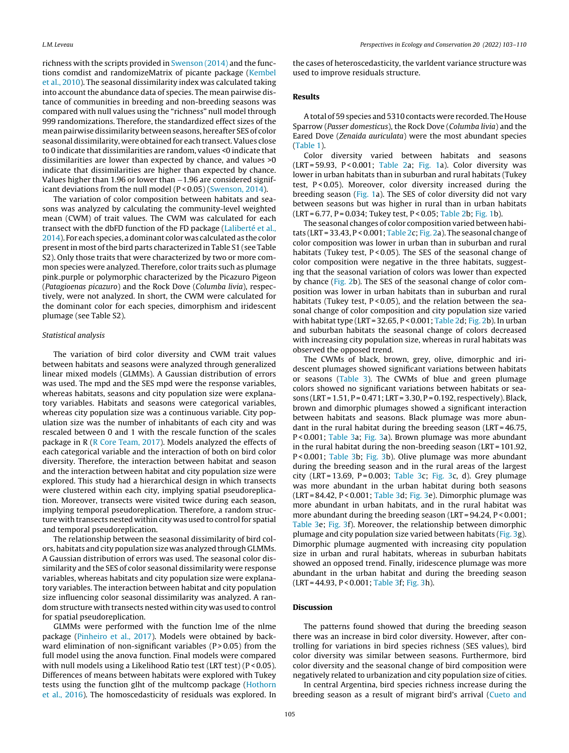richness with the scripts provided in Swenson (2014) and the functions comdist and randomizeMatrix of picante package (Kembel et al., 2010). The seasonal dissimilarity index was calculated taking into account the abundance data of species. The mean pairwise distance of communities in breeding and non-breeding seasons was compared with null values using the "richness" null model through 999 randomizations. Therefore, the standardized effect sizes of the mean pairwise dissimilarity between seasons, hereafter SES of color seasonal dissimilarity, were obtained for each transect. Values close to 0 indicate that dissimilarities are random, values <0 indicate that dissimilarities are lower than expected by chance, and values >0 indicate that dissimilarities are higher than expected by chance. Values higher than 1.96 or lower than −1.96 are considered significant deviations from the null model ($P < 0.05$) (Swenson, 2014).

The variation of color composition between habitats and seasons was analyzed by calculating the community-level weighted mean (CWM) of trait values. The CWM was calculated for each transect with the dbFD function of the FD package (Laliberté et al., 2014). For each species, a dominant color was calculated as the color present in most of the bird parts characterized in Table S1 (see Table S2). Only those traits that were characterized by two or more common species were analyzed. Therefore, color traits such as plumage pink_purple or polymorphic characterized by the Picazuro Pigeon (*Patagioenas picazuro*) and the Rock Dove (*Columba livia*), respectively, were not analyzed. In short, the CWM were calculated for the dominant color for each species, dimorphism and iridescent plumage (see Table S2).

### Statistical analysis

The variation of bird color diversity and CWM trait values between habitats and seasons were analyzed through generalized linear mixed models (GLMMs). A Gaussian distribution of errors was used. The mpd and the SES mpd were the response variables, whereas habitats, seasons and city population size were explanatory variables. Habitats and seasons were categorical variables, whereas city population size was a continuous variable. City population size was the number of inhabitants of each city and was rescaled between 0 and 1 with the rescale function of the scales package in R (R Core Team, 2017). Models analyzed the effects of each categorical variable and the interaction of both on bird color diversity. Therefore, the interaction between habitat and season and the interaction between habitat and city population size were explored. This study had a hierarchical design in which transects were clustered within each city, implying spatial pseudoreplication. Moreover, transects were visited twice during each season, implying temporal pseudoreplication. Therefore, a random structure with transects nested within city was used to control for spatial and temporal pseudoreplication.

The relationship between the seasonal dissimilarity of bird colors, habitats and city population size was analyzed through GLMMs. A Gaussian distribution of errors was used. The seasonal color dissimilarity and the SES of color seasonal dissimilarity were response variables, whereas habitats and city population size were explanatory variables. The interaction between habitat and city population size influencing color seasonal dissimilarity was analyzed. A random structure with transects nested within city was used to control for spatial pseudoreplication.

GLMMs were performed with the function lme of the nlme package (Pinheiro et al., 2017). Models were obtained by backward elimination of non-significant variables ($P > 0.05$) from the full model using the anova function. Final models were compared with null models using a Likelihood Ratio test (LRT test) ($P < 0.05$). Differences of means between habitats were explored with Tukey tests using the function glht of the multcomp package (Hothorn et al., 2016). The homoscedasticity of residuals was explored. In the cases of heteroscedasticity, the varIdent variance structure was used to improve residuals structure.

## Results

A total of 59 species and 5310 contacts were recorded. The House Sparrow (*Passer domesticus*), the Rock Dove (*Columba livia*) and the Eared Dove (*Zenaida auriculata*) were the most abundant species (Table 1).

Color diversity varied between habitats and seasons ($LRT = 59.93$, $P < 0.001$; Table 2a; Fig. 1a). Color diversity was lower in urban habitats than in suburban and rural habitats (Tukey test, $P < 0.05$). Moreover, color diversity increased during the breeding season (Fig. 1a). The SES of color diversity did not vary between seasons but was higher in rural than in urban habitats ($LRT = 6.77$, $P = 0.034$; Tukey test, $P < 0.05$; Table 2b; Fig. 1b).

The seasonal changes of color composition varied between habitats ($LRT = 33.43$, $P < 0.001$; Table 2c; Fig. 2a). The seasonal change of color composition was lower in urban than in suburban and rural habitats (Tukey test, $P < 0.05$). The SES of the seasonal change of color composition were negative in the three habitats, suggesting that the seasonal variation of colors was lower than expected by chance (Fig. 2b). The SES of the seasonal change of color composition was lower in urban habitats than in suburban and rural habitats (Tukey test, $P < 0.05$), and the relation between the seasonal change of color composition and city population size varied with habitat type ($LRT = 32.65$, $P < 0.001$; Table 2d; Fig. 2b). In urban and suburban habitats the seasonal change of colors decreased with increasing city population size, whereas in rural habitats was observed the opposed trend.

The CWMs of black, brown, grey, olive, dimorphic and iridescent plumages showed significant variations between habitats or seasons (Table 3). The CWMs of blue and green plumage colors showed no significant variations between habitats or seasons ($LRT = 1.51$, $P = 0.471$; $LRT = 3.30$, $P = 0.192$, respectively). Black, brown and dimorphic plumages showed a significant interaction between habitats and seasons. Black plumage was more abundant in the rural habitat during the breeding season ($LRT = 46.75$, $P < 0.001$; Table 3a; Fig. 3a). Brown plumage was more abundant in the rural habitat during the non-breeding season ($LRT = 101.92$, $P < 0.001$; Table 3b; Fig. 3b). Olive plumage was more abundant during the breeding season and in the rural areas of the largest city ($LRT = 13.69$, $P = 0.003$; Table 3c; Fig. 3c, d). Grey plumage was more abundant in the urban habitat during both seasons ($LRT = 84.42$, $P < 0.001$; Table 3d; Fig. 3e). Dimorphic plumage was more abundant in urban habitats, and in the rural habitat was more abundant during the breeding season ($LRT = 94.24$, $P < 0.001$; Table 3e; Fig. 3f). Moreover, the relationship between dimorphic plumage and city population size varied between habitats (Fig. 3g). Dimorphic plumage augmented with increasing city population size in urban and rural habitats, whereas in suburban habitats showed an opposed trend. Finally, iridescence plumage was more abundant in the urban habitat and during the breeding season ($LRT = 44.93$, $P < 0.001$; Table 3f; Fig. 3h).

## Discussion

The patterns found showed that during the breeding season there was an increase in bird color diversity. However, after controlling for variations in bird species richness (SES values), bird color diversity was similar between seasons. Furthermore, bird color diversity and the seasonal change of bird composition were negatively related to urbanization and city population size of cities.

In central Argentina, bird species richness increase during the breeding season as a result of migrant bird's arrival (Cueto and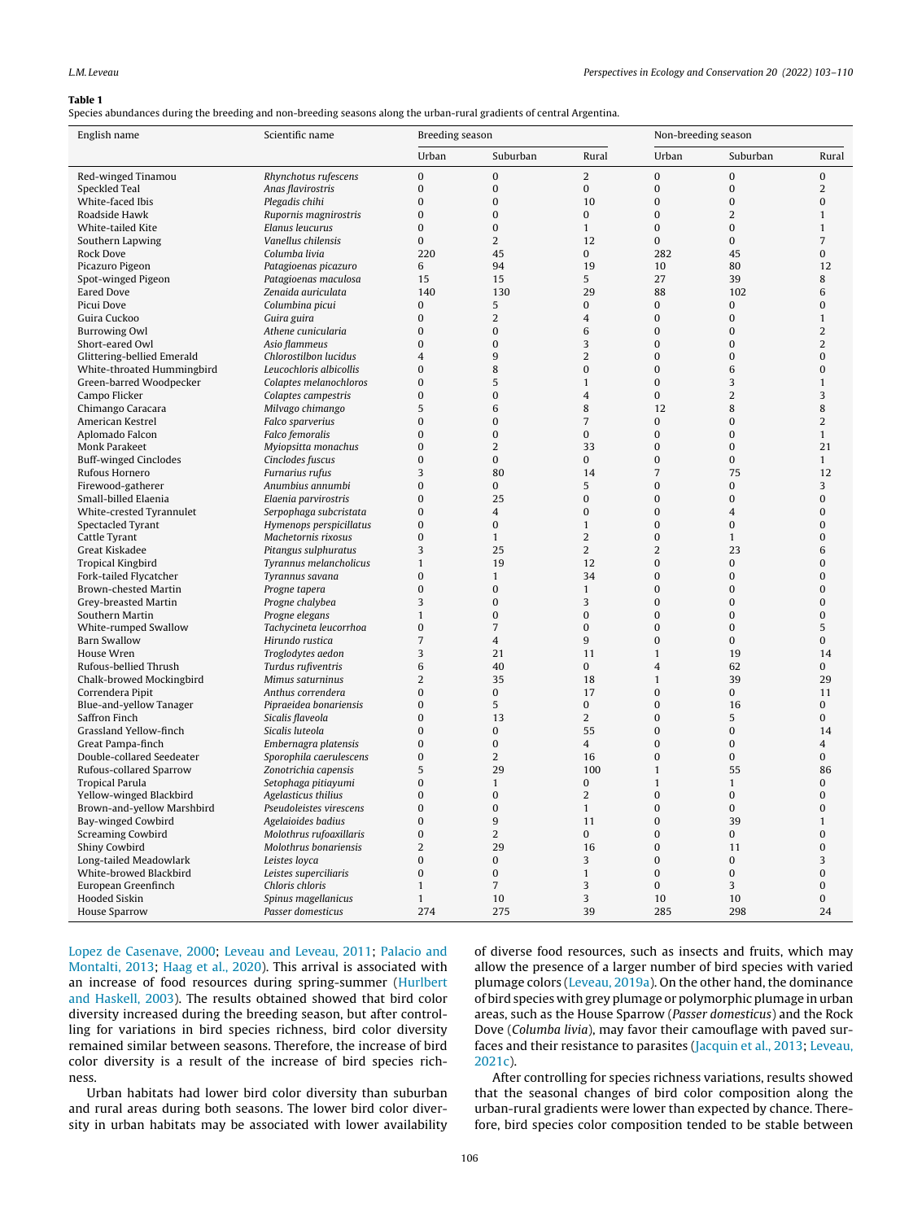**Table 1**
Species abundances during the breeding and non-breeding seasons along the urban-rural gradients of central Argentina.

| English name | Scientific name | Breeding season | | | Non-breeding season | | |
|---|---|---|---|---|---|---|---|
| | | Urban | Suburban | Rural | Urban | Suburban | Rural |
| Red-winged Tinamou | *Rhynchotus rufescens* | 0 | 0 | 2 | 0 | 0 | 0 |
| Speckled Teal | *Anas flavirostris* | 0 | 0 | 0 | 0 | 0 | 2 |
| White-faced Ibis | *Plegadis chihi* | 0 | 0 | 10 | 0 | 0 | 0 |
| Roadside Hawk | *Rupornis magnirostris* | 0 | 0 | 0 | 0 | 2 | 1 |
| White-tailed Kite | *Elanus leucurus* | 0 | 0 | 1 | 0 | 0 | 1 |
| Southern Lapwing | *Vanellus chilensis* | 0 | 2 | 12 | 0 | 0 | 7 |
| Rock Dove | *Columba livia* | 220 | 45 | 0 | 282 | 45 | 0 |
| Picazuro Pigeon | *Patagioenas picazuro* | 6 | 94 | 19 | 10 | 80 | 12 |
| Spot-winged Pigeon | *Patagioenas maculosa* | 15 | 15 | 5 | 27 | 39 | 8 |
| Eared Dove | *Zenaida auriculata* | 140 | 130 | 29 | 88 | 102 | 6 |
| Picui Dove | *Columbina picui* | 0 | 5 | 0 | 0 | 0 | 0 |
| Guira Cuckoo | *Guira guira* | 0 | 2 | 4 | 0 | 0 | 1 |
| Burrowing Owl | *Athene cunicularia* | 0 | 0 | 6 | 0 | 0 | 2 |
| Short-eared Owl | *Asio flammeus* | 0 | 0 | 3 | 0 | 0 | 2 |
| Glittering-bellied Emerald | *Chlorostilbon lucidus* | 4 | 9 | 2 | 0 | 0 | 0 |
| White-throated Hummingbird | *Leucochloris albicollis* | 0 | 8 | 0 | 0 | 6 | 0 |
| Green-barred Woodpecker | *Colaptes melanochloros* | 0 | 5 | 1 | 0 | 3 | 1 |
| Campo Flicker | *Colaptes campestris* | 0 | 0 | 4 | 0 | 2 | 3 |
| Chimango Caracara | *Milvago chimango* | 5 | 6 | 8 | 12 | 8 | 8 |
| American Kestrel | *Falco sparverius* | 0 | 0 | 7 | 0 | 0 | 2 |
| Aplomado Falcon | *Falco femoralis* | 0 | 0 | 0 | 0 | 0 | 1 |
| Monk Parakeet | *Myiopsitta monachus* | 0 | 2 | 33 | 0 | 0 | 21 |
| Buff-winged Cinclodes | *Cinclodes fuscus* | 0 | 0 | 0 | 0 | 0 | 1 |
| Rufous Hornero | *Furnarius rufus* | 3 | 80 | 14 | 7 | 75 | 12 |
| Firewood-gatherer | *Anumbius annumbi* | 0 | 0 | 5 | 0 | 0 | 3 |
| Small-billed Elaenia | *Elaenia parvirostris* | 0 | 25 | 0 | 0 | 0 | 0 |
| White-crested Tyrannulet | *Serpophaga subcristata* | 0 | 4 | 0 | 0 | 4 | 0 |
| Spectacled Tyrant | *Hymenops perspicillatus* | 0 | 0 | 1 | 0 | 0 | 0 |
| Cattle Tyrant | *Machetornis rixosus* | 0 | 1 | 2 | 0 | 1 | 0 |
| Great Kiskadee | *Pitangus sulphuratus* | 3 | 25 | 2 | 2 | 23 | 6 |
| Tropical Kingbird | *Tyrannus melancholicus* | 1 | 19 | 12 | 0 | 0 | 0 |
| Fork-tailed Flycatcher | *Tyrannus savana* | 0 | 1 | 34 | 0 | 0 | 0 |
| Brown-chested Martin | *Progne tapera* | 0 | 0 | 1 | 0 | 0 | 0 |
| Grey-breasted Martin | *Progne chalybea* | 3 | 0 | 3 | 0 | 0 | 0 |
| Southern Martin | *Progne elegans* | 1 | 0 | 0 | 0 | 0 | 0 |
| White-rumped Swallow | *Tachycineta leucorrhoa* | 0 | 7 | 0 | 0 | 0 | 5 |
| Barn Swallow | *Hirundo rustica* | 7 | 4 | 9 | 0 | 0 | 0 |
| House Wren | *Troglodytes aedon* | 3 | 21 | 11 | 1 | 19 | 14 |
| Rufous-bellied Thrush | *Turdus rufiventris* | 6 | 40 | 0 | 4 | 62 | 0 |
| Chalk-browed Mockingbird | *Mimus saturninus* | 2 | 35 | 18 | 1 | 39 | 29 |
| Correndera Pipit | *Anthus correndera* | 0 | 0 | 17 | 0 | 0 | 11 |
| Blue-and-yellow Tanager | *Pipraeidea bonariensis* | 0 | 5 | 0 | 0 | 16 | 0 |
| Saffron Finch | *Sicalis flaveola* | 0 | 13 | 2 | 0 | 5 | 0 |
| Grassland Yellow-finch | *Sicalis luteola* | 0 | 0 | 55 | 0 | 0 | 14 |
| Great Pampa-finch | *Embernagra platensis* | 0 | 0 | 4 | 0 | 0 | 4 |
| Double-collared Seedeater | *Sporophila caerulescens* | 0 | 2 | 16 | 0 | 0 | 0 |
| Rufous-collared Sparrow | *Zonotrichia capensis* | 5 | 29 | 100 | 1 | 55 | 86 |
| Tropical Parula | *Setophaga pitiayumi* | 0 | 1 | 0 | 1 | 1 | 0 |
| Yellow-winged Blackbird | *Agelasticus thilius* | 0 | 0 | 2 | 0 | 0 | 0 |
| Brown-and-yellow Marshbird | *Pseudoleistes virescens* | 0 | 0 | 1 | 0 | 0 | 0 |
| Bay-winged Cowbird | *Agelaioides badius* | 0 | 9 | 11 | 0 | 39 | 1 |
| Screaming Cowbird | *Molothrus rufoaxillaris* | 0 | 2 | 0 | 0 | 0 | 0 |
| Shiny Cowbird | *Molothrus bonariensis* | 2 | 29 | 16 | 0 | 11 | 0 |
| Long-tailed Meadowlark | *Leistes loyca* | 0 | 0 | 3 | 0 | 0 | 3 |
| White-browed Blackbird | *Leistes superciliaris* | 0 | 0 | 1 | 0 | 0 | 0 |
| European Greenfinch | *Chloris chloris* | 1 | 7 | 3 | 0 | 3 | 0 |
| Hooded Siskin | *Spinus magellanicus* | 1 | 10 | 3 | 10 | 10 | 0 |
| House Sparrow | *Passer domesticus* | 274 | 275 | 39 | 285 | 298 | 24 |

Lopez de Casenave, 2000; Leveau and Leveau, 2011; Palacio and Montalti, 2013; Haag et al., 2020). This arrival is associated with an increase of food resources during spring-summer (Hurlbert and Haskell, 2003). The results obtained showed that bird color diversity increased during the breeding season, but after controlling for variations in bird species richness, bird color diversity remained similar between seasons. Therefore, the increase of bird color diversity is a result of the increase of bird species richness.

Urban habitats had lower bird color diversity than suburban and rural areas during both seasons. The lower bird color diversity in urban habitats may be associated with lower availability of diverse food resources, such as insects and fruits, which may allow the presence of a larger number of bird species with varied plumage colors (Leveau, 2019a). On the other hand, the dominance of bird species with grey plumage or polymorphic plumage in urban areas, such as the House Sparrow (*Passer domesticus*) and the Rock Dove (*Columba livia*), may favor their camouflage with paved surfaces and their resistance to parasites (Jacquin et al., 2013; Leveau, 2021c).

After controlling for species richness variations, results showed that the seasonal changes of bird color composition along the urban-rural gradients were lower than expected by chance. Therefore, bird species color composition tended to be stable between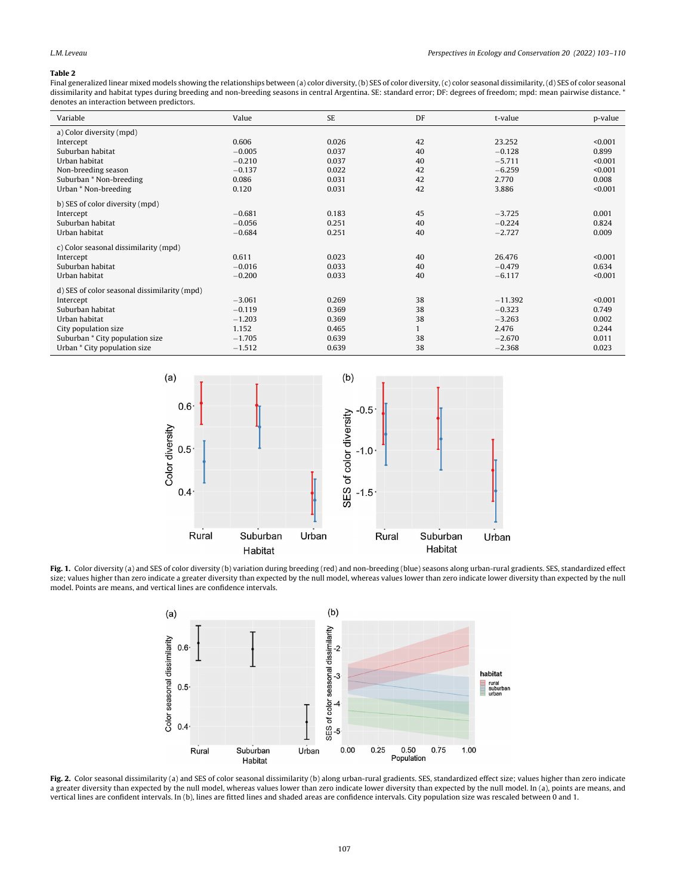**Table 2**
Final generalized linear mixed models showing the relationships between (a) color diversity, (b) SES of color diversity, (c) color seasonal dissimilarity, (d) SES of color seasonal dissimilarity and habitat types during breeding and non-breeding seasons in central Argentina. SE: standard error; DF: degrees of freedom; mpd: mean pairwise distance. * denotes an interaction between predictors.

| Variable | Value | SE | DF | t-value | p-value |
|---|---|---|---|---|---|
| a) Color diversity (mpd) | | | | | |
| Intercept | 0.606 | 0.026 | 42 | 23.252 | <0.001 |
| Suburban habitat | −0.005 | 0.037 | 40 | −0.128 | 0.899 |
| Urban habitat | −0.210 | 0.037 | 40 | −5.711 | <0.001 |
| Non-breeding season | −0.137 | 0.022 | 42 | −6.259 | <0.001 |
| Suburban * Non-breeding | 0.086 | 0.031 | 42 | 2.770 | 0.008 |
| Urban * Non-breeding | 0.120 | 0.031 | 42 | 3.886 | <0.001 |
| b) SES of color diversity (mpd) | | | | | |
| Intercept | −0.681 | 0.183 | 45 | −3.725 | 0.001 |
| Suburban habitat | −0.056 | 0.251 | 40 | −0.224 | 0.824 |
| Urban habitat | −0.684 | 0.251 | 40 | −2.727 | 0.009 |
| c) Color seasonal dissimilarity (mpd) | | | | | |
| Intercept | 0.611 | 0.023 | 40 | 26.476 | <0.001 |
| Suburban habitat | −0.016 | 0.033 | 40 | −0.479 | 0.634 |
| Urban habitat | −0.200 | 0.033 | 40 | −6.117 | <0.001 |
| d) SES of color seasonal dissimilarity (mpd) | | | | | |
| Intercept | −3.061 | 0.269 | 38 | −11.392 | <0.001 |
| Suburban habitat | −0.119 | 0.369 | 38 | −0.323 | 0.749 |
| Urban habitat | −1.203 | 0.369 | 38 | −3.263 | 0.002 |
| City population size | 1.152 | 0.465 | 1 | 2.476 | 0.244 |
| Suburban * City population size | −1.705 | 0.639 | 38 | −2.670 | 0.011 |
| Urban * City population size | −1.512 | 0.639 | 38 | −2.368 | 0.023 |

**Fig. 1.** Color diversity (a) and SES of color diversity (b) variation during breeding (red) and non-breeding (blue) seasons along urban-rural gradients. SES, standardized effect size; values higher than zero indicate a greater diversity than expected by the null model, whereas values lower than zero indicate lower diversity than expected by the null model. Points are means, and vertical lines are confidence intervals.

**Fig. 2.** Color seasonal dissimilarity (a) and SES of color seasonal dissimilarity (b) along urban-rural gradients. SES, standardized effect size; values higher than zero indicate a greater diversity than expected by the null model, whereas values lower than zero indicate lower diversity than expected by the null model. In (a), points are means, and vertical lines are confident intervals. In (b), lines are fitted lines and shaded areas are confidence intervals. City population size was rescaled between 0 and 1.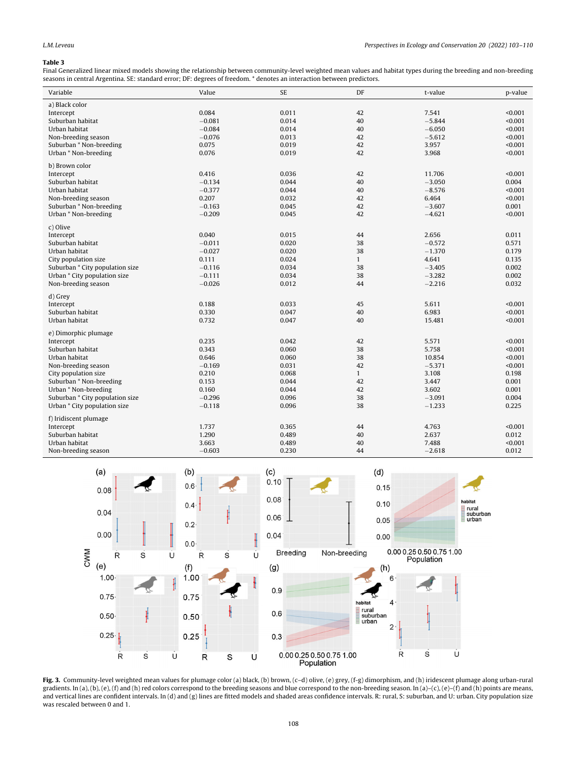**Table 3**
Final Generalized linear mixed models showing the relationship between community-level weighted mean values and habitat types during the breeding and non-breeding seasons in central Argentina. SE: standard error; DF: degrees of freedom. * denotes an interaction between predictors.

| Variable | Value | SE | DF | t-value | p-value |
|---|---|---|---|---|---|
| a) Black color | | | | | |
| Intercept | 0.084 | 0.011 | 42 | 7.541 | <0.001 |
| Suburban habitat | −0.081 | 0.014 | 40 | −5.844 | <0.001 |
| Urban habitat | −0.084 | 0.014 | 40 | −6.050 | <0.001 |
| Non-breeding season | −0.076 | 0.013 | 42 | −5.612 | <0.001 |
| Suburban * Non-breeding | 0.075 | 0.019 | 42 | 3.957 | <0.001 |
| Urban * Non-breeding | 0.076 | 0.019 | 42 | 3.968 | <0.001 |
| b) Brown color | | | | | |
| Intercept | 0.416 | 0.036 | 42 | 11.706 | <0.001 |
| Suburban habitat | −0.134 | 0.044 | 40 | −3.050 | 0.004 |
| Urban habitat | −0.377 | 0.044 | 40 | −8.576 | <0.001 |
| Non-breeding season | 0.207 | 0.032 | 42 | 6.464 | <0.001 |
| Suburban * Non-breeding | −0.163 | 0.045 | 42 | −3.607 | 0.001 |
| Urban * Non-breeding | −0.209 | 0.045 | 42 | −4.621 | <0.001 |
| c) Olive | | | | | |
| Intercept | 0.040 | 0.015 | 44 | 2.656 | 0.011 |
| Suburban habitat | −0.011 | 0.020 | 38 | −0.572 | 0.571 |
| Urban habitat | −0.027 | 0.020 | 38 | −1.370 | 0.179 |
| City population size | 0.111 | 0.024 | 1 | 4.641 | 0.135 |
| Suburban * City population size | −0.116 | 0.034 | 38 | −3.405 | 0.002 |
| Urban * City population size | −0.111 | 0.034 | 38 | −3.282 | 0.002 |
| Non-breeding season | −0.026 | 0.012 | 44 | −2.216 | 0.032 |
| d) Grey | | | | | |
| Intercept | 0.188 | 0.033 | 45 | 5.611 | <0.001 |
| Suburban habitat | 0.330 | 0.047 | 40 | 6.983 | <0.001 |
| Urban habitat | 0.732 | 0.047 | 40 | 15.481 | <0.001 |
| e) Dimorphic plumage | | | | | |
| Intercept | 0.235 | 0.042 | 42 | 5.571 | <0.001 |
| Suburban habitat | 0.343 | 0.060 | 38 | 5.758 | <0.001 |
| Urban habitat | 0.646 | 0.060 | 38 | 10.854 | <0.001 |
| Non-breeding season | −0.169 | 0.031 | 42 | −5.371 | <0.001 |
| City population size | 0.210 | 0.068 | 1 | 3.108 | 0.198 |
| Suburban * Non-breeding | 0.153 | 0.044 | 42 | 3.447 | 0.001 |
| Urban * Non-breeding | 0.160 | 0.044 | 42 | 3.602 | 0.001 |
| Suburban * City population size | −0.296 | 0.096 | 38 | −3.091 | 0.004 |
| Urban * City population size | −0.118 | 0.096 | 38 | −1.233 | 0.225 |
| f) Iridiscent plumage | | | | | |
| Intercept | 1.737 | 0.365 | 44 | 4.763 | <0.001 |
| Suburban habitat | 1.290 | 0.489 | 40 | 2.637 | 0.012 |
| Urban habitat | 3.663 | 0.489 | 40 | 7.488 | <0.001 |
| Non-breeding season | −0.603 | 0.230 | 44 | −2.618 | 0.012 |

**Fig. 3.** Community-level weighted mean values for plumage color (a) black, (b) brown, (c–d) olive, (e) grey, (f-g) dimorphism, and (h) iridiscent plumage along urban-rural gradients. In (a), (b), (e), (f) and (h) red colors correspond to the breeding seasons and blue correspond to the non-breeding season. In (a)–(c), (e)–(f) and (h) points are means, and vertical lines are confident intervals. In (d) and (g) lines are fitted models and shaded areas confidence intervals. R: rural, S: suburban, and U: urban. City population size was rescaled between 0 and 1.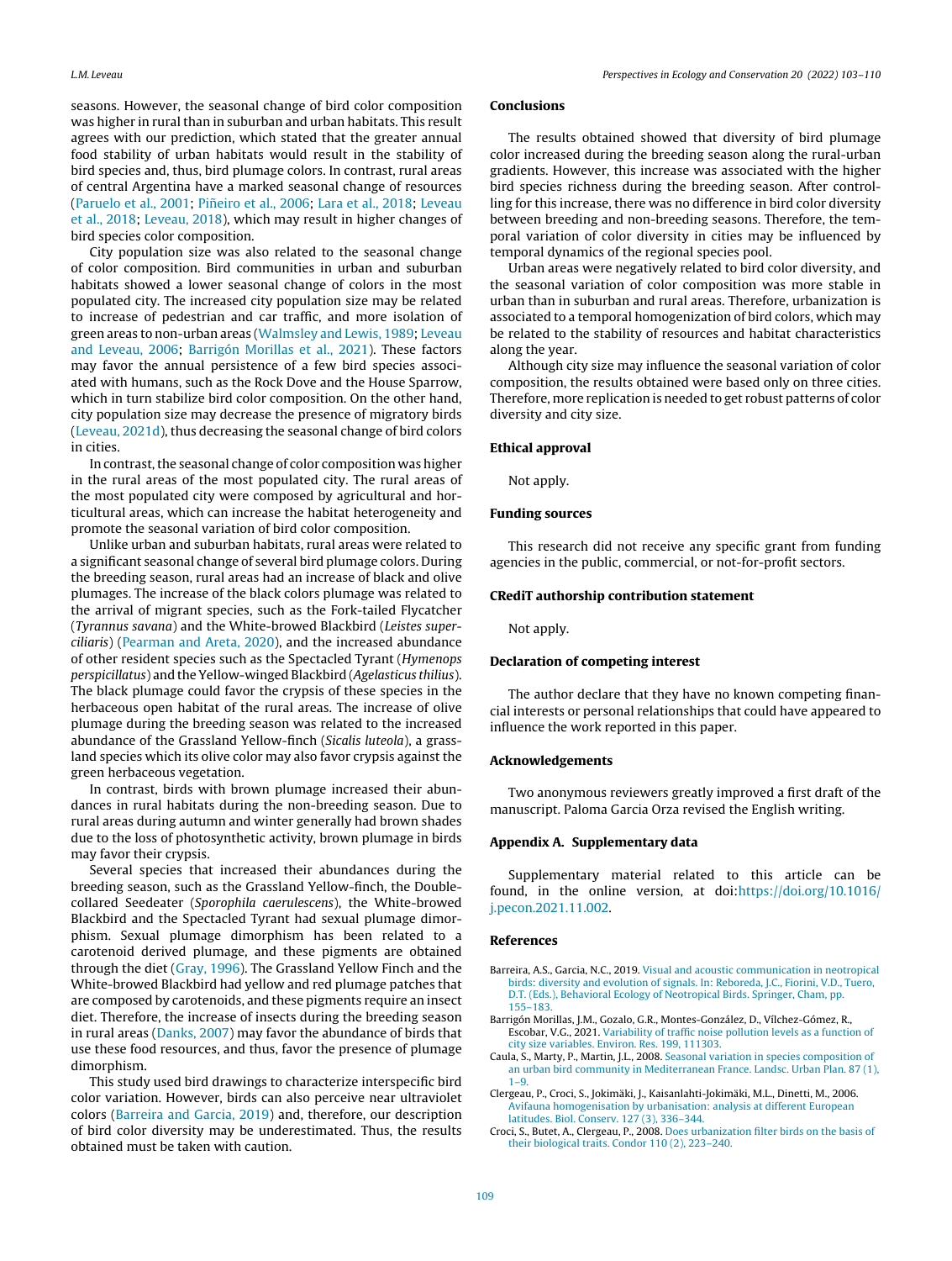seasons. However, the seasonal change of bird color composition was higher in rural than in suburban and urban habitats. This result agrees with our prediction, which stated that the greater annual food stability of urban habitats would result in the stability of bird species and, thus, bird plumage colors. In contrast, rural areas of central Argentina have a marked seasonal change of resources (Paruelo et al., 2001; Piñeiro et al., 2006; Lara et al., 2018; Leveau et al., 2018; Leveau, 2018), which may result in higher changes of bird species color composition.

City population size was also related to the seasonal change of color composition. Bird communities in urban and suburban habitats showed a lower seasonal change of colors in the most populated city. The increased city population size may be related to increase of pedestrian and car traffic, and more isolation of green areas to non-urban areas (Walmsley and Lewis, 1989; Leveau and Leveau, 2006; Barrigón Morillas et al., 2021). These factors may favor the annual persistence of a few bird species associated with humans, such as the Rock Dove and the House Sparrow, which in turn stabilize bird color composition. On the other hand, city population size may decrease the presence of migratory birds (Leveau, 2021d), thus decreasing the seasonal change of bird colors in cities.

In contrast, the seasonal change of color composition was higher in the rural areas of the most populated city. The rural areas of the most populated city were composed by agricultural and horticultural areas, which can increase the habitat heterogeneity and promote the seasonal variation of bird color composition.

Unlike urban and suburban habitats, rural areas were related to a significant seasonal change of several bird plumage colors. During the breeding season, rural areas had an increase of black and olive plumages. The increase of the black colors plumage was related to the arrival of migrant species, such as the Fork-tailed Flycatcher (*Tyrannus savana*) and the White-browed Blackbird (*Leistes superciliaris*) (Pearman and Areta, 2020), and the increased abundance of other resident species such as the Spectacled Tyrant (*Hymenops perspicillatus*) and the Yellow-winged Blackbird (*Agelasticus thilius*). The black plumage could favor the crypsis of these species in the herbaceous open habitat of the rural areas. The increase of olive plumage during the breeding season was related to the increased abundance of the Grassland Yellow-finch (*Sicalis luteola*), a grassland species which its olive color may also favor crypsis against the green herbaceous vegetation.

In contrast, birds with brown plumage increased their abundances in rural habitats during the non-breeding season. Due to rural areas during autumn and winter generally had brown shades due to the loss of photosynthetic activity, brown plumage in birds may favor their crypsis.

Several species that increased their abundances during the breeding season, such as the Grassland Yellow-finch, the Double-collared Seedeater (*Sporophila caerulescens*), the White-browed Blackbird and the Spectacled Tyrant had sexual plumage dimorphism. Sexual plumage dimorphism has been related to a carotenoid derived plumage, and these pigments are obtained through the diet (Gray, 1996). The Grassland Yellow Finch and the White-browed Blackbird had yellow and red plumage patches that are composed by carotenoids, and these pigments require an insect diet. Therefore, the increase of insects during the breeding season in rural areas (Danks, 2007) may favor the abundance of birds that use these food resources, and thus, favor the presence of plumage dimorphism.

This study used bird drawings to characterize interspecific bird color variation. However, birds can also perceive near ultraviolet colors (Barreira and Garcia, 2019) and, therefore, our description of bird color diversity may be underestimated. Thus, the results obtained must be taken with caution.

## Conclusions

The results obtained showed that diversity of bird plumage color increased during the breeding season along the rural-urban gradients. However, this increase was associated with the higher bird species richness during the breeding season. After controlling for this increase, there was no difference in bird color diversity between breeding and non-breeding seasons. Therefore, the temporal variation of color diversity in cities may be influenced by temporal dynamics of the regional species pool.

Urban areas were negatively related to bird color diversity, and the seasonal variation of color composition was more stable in urban than in suburban and rural areas. Therefore, urbanization is associated to a temporal homogenization of bird colors, which may be related to the stability of resources and habitat characteristics along the year.

Although city size may influence the seasonal variation of color composition, the results obtained were based only on three cities. Therefore, more replication is needed to get robust patterns of color diversity and city size.

## Ethical approval

Not apply.

## Funding sources

This research did not receive any specific grant from funding agencies in the public, commercial, or not-for-profit sectors.

## CRediT authorship contribution statement

Not apply.

## Declaration of competing interest

The author declare that they have no known competing financial interests or personal relationships that could have appeared to influence the work reported in this paper.

## Acknowledgements

Two anonymous reviewers greatly improved a first draft of the manuscript. Paloma Garcia Orza revised the English writing.

## Appendix A. Supplementary data

Supplementary material related to this article can be found, in the online version, at doi:https://doi.org/10.1016/j.pecon.2021.11.002.

## References

Barreira, A.S., Garcia, N.C., 2019. Visual and acoustic communication in neotropical birds: diversity and evolution of signals. In: Reboreda, J.C., Fiorini, V.D., Tuero, D.T. (Eds.), Behavioral Ecology of Neotropical Birds. Springer, Cham, pp. 155–183.

Barrigón Morillas, J.M., Gozalo, G.R., Montes-González, D., Vílchez-Gómez, R., Escobar, V.G., 2021. Variability of traffic noise pollution levels as a function of city size variables. Environ. Res. 199, 111303.

Caula, S., Marty, P., Martin, J.L., 2008. Seasonal variation in species composition of an urban bird community in Mediterranean France. Landsc. Urban Plan. 87 (1), 1–9.

Clergeau, P., Croci, S., Jokimäki, J., Kaisanlahti-Jokimäki, M.L., Dinetti, M., 2006. Avifauna homogenisation by urbanisation: analysis at different European latitudes. Biol. Conserv. 127 (3), 336–344.

Croci, S., Butet, A., Clergeau, P., 2008. Does urbanization filter birds on the basis of their biological traits. Condor 110 (2), 223–240.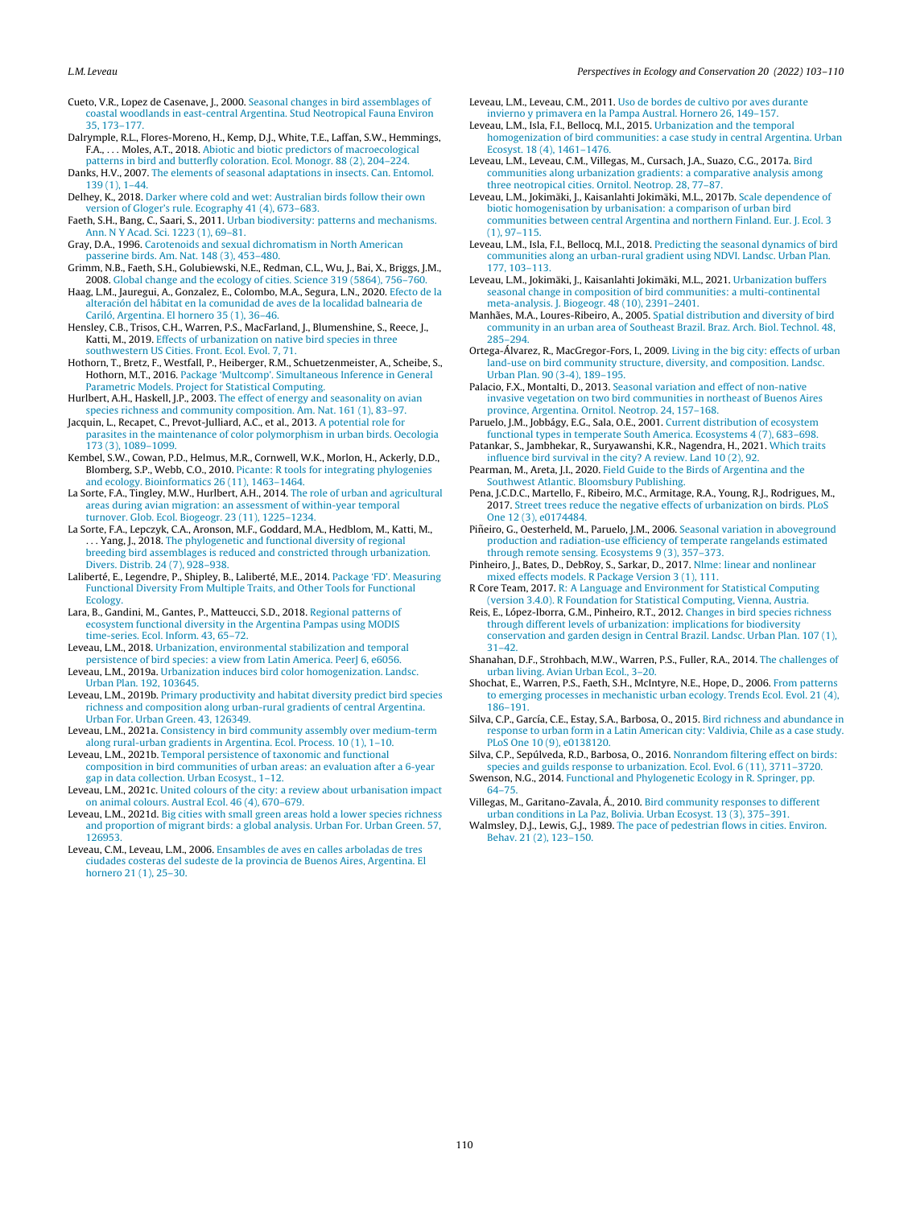Cueto, V.R., Lopez de Casenave, J., 2000. Seasonal changes in bird assemblages of coastal woodlands in east-central Argentina. Stud Neotropical Fauna Environ 35, 173–177.

Dalrymple, R.L., Flores-Moreno, H., Kemp, D.J., White, T.E., Laffan, S.W., Hemmings, F.A., . . . Moles, A.T., 2018. Abiotic and biotic predictors of macroecological patterns in bird and butterfly coloration. Ecol. Monogr. 88 (2), 204–224.

Danks, H.V., 2007. The elements of seasonal adaptations in insects. Can. Entomol. 139 (1), 1–44.

Delhey, K., 2018. Darker where cold and wet: Australian birds follow their own version of Gloger's rule. Ecography 41 (4), 673–683.

Faeth, S.H., Bang, C., Saari, S., 2011. Urban biodiversity: patterns and mechanisms. Ann. N Y Acad. Sci. 1223 (1), 69–81.

Gray, D.A., 1996. Carotenoids and sexual dichromatism in North American passerine birds. Am. Nat. 148 (3), 453–480.

Grimm, N.B., Faeth, S.H., Golubiewski, N.E., Redman, C.L., Wu, J., Bai, X., Briggs, J.M., 2008. Global change and the ecology of cities. Science 319 (5864), 756–760.

Haag, L.M., Jauregui, A., Gonzalez, E., Colombo, M.A., Segura, L.N., 2020. Efecto de la alteración del hábitat en la comunidad de aves de la localidad balnearia de Cariló, Argentina. El hornero 35 (1), 36–46.

Hensley, C.B., Trisos, C.H., Warren, P.S., MacFarland, J., Blumenshine, S., Reece, J., Katti, M., 2019. Effects of urbanization on native bird species in three southwestern US Cities. Front. Ecol. Evol. 7, 71.

Hothorn, T., Bretz, F., Westfall, P., Heiberger, R.M., Schuetzenmeister, A., Scheibe, S., Hothorn, M.T., 2016. Package 'Multcomp'. Simultaneous Inference in General Parametric Models. Project for Statistical Computing.

Hurlbert, A.H., Haskell, J.P., 2003. The effect of energy and seasonality on avian species richness and community composition. Am. Nat. 161 (1), 83–97.

Jacquin, L., Recapet, C., Prevot-Julliard, A.C., et al., 2013. A potential role for parasites in the maintenance of color polymorphism in urban birds. Oecologia 173 (3), 1089–1099.

Kembel, S.W., Cowan, P.D., Helmus, M.R., Cornwell, W.K., Morlon, H., Ackerly, D.D., Blomberg, S.P., Webb, C.O., 2010. Picante: R tools for integrating phylogenies and ecology. Bioinformatics 26 (11), 1463–1464.

La Sorte, F.A., Tingley, M.W., Hurlbert, A.H., 2014. The role of urban and agricultural areas during avian migration: an assessment of within-year temporal turnover. Glob. Ecol. Biogeogr. 23 (11), 1225–1234.

La Sorte, F.A., Lepczyk, C.A., Aronson, M.F., Goddard, M.A., Hedblom, M., Katti, M., . . . Yang, J., 2018. The phylogenetic and functional diversity of regional breeding bird assemblages is reduced and constricted through urbanization. Divers. Distrib. 24 (7), 928–938.

Laliberté, E., Legendre, P., Shipley, B., Laliberté, M.E., 2014. Package 'FD'. Measuring Functional Diversity From Multiple Traits, and Other Tools for Functional Ecology.

Lara, B., Gandini, M., Gantes, P., Matteucci, S.D., 2018. Regional patterns of ecosystem functional diversity in the Argentina Pampas using MODIS time-series. Ecol. Inform. 43, 65–72.

Leveau, L.M., 2018. Urbanization, environmental stabilization and temporal persistence of bird species: a view from Latin America. PeerJ 6, e6056.

Leveau, L.M., 2019a. Urbanization induces bird color homogenization. Landsc. Urban Plan. 192, 103645.

Leveau, L.M., 2019b. Primary productivity and habitat diversity predict bird species richness and composition along urban-rural gradients of central Argentina. Urban For. Urban Green. 43, 126349.

Leveau, L.M., 2021a. Consistency in bird community assembly over medium-term along rural-urban gradients in Argentina. Ecol. Process. 10 (1), 1–10.

Leveau, L.M., 2021b. Temporal persistence of taxonomic and functional composition in bird communities of urban areas: an evaluation after a 6-year gap in data collection. Urban Ecosyst., 1–12.

Leveau, L.M., 2021c. United colours of the city: a review about urbanisation impact on animal colours. Austral Ecol. 46 (4), 670–679.

Leveau, L.M., 2021d. Big cities with small green areas hold a lower species richness and proportion of migrant birds: a global analysis. Urban For. Urban Green. 57, 126953.

Leveau, C.M., Leveau, L.M., 2006. Ensambles de aves en calles arboladas de tres ciudades costeras del sudeste de la provincia de Buenos Aires, Argentina. El hornero 21 (1), 25–30.

Leveau, L.M., Leveau, C.M., 2011. Uso de bordes de cultivo por aves durante invierno y primavera en la Pampa Austral. Hornero 26, 149–157.

Leveau, L.M., Isla, F.I., Bellocq, M.I., 2015. Urbanization and the temporal homogenization of bird communities: a case study in central Argentina. Urban Ecosyst. 18 (4), 1461–1476.

Leveau, L.M., Leveau, C.M., Villegas, M., Cursach, J.A., Suazo, C.G., 2017a. Bird communities along urbanization gradients: a comparative analysis among three neotropical cities. Ornitol. Neotrop. 28, 77–87.

Leveau, L.M., Jokimäki, J., Kaisanlahti Jokimäki, M.L., 2017b. Scale dependence of biotic homogenisation by urbanisation: a comparison of urban bird communities between central Argentina and northern Finland. Eur. J. Ecol. 3 (1), 97–115.

Leveau, L.M., Isla, F.I., Bellocq, M.I., 2018. Predicting the seasonal dynamics of bird communities along an urban-rural gradient using NDVI. Landsc. Urban Plan. 177, 103–113.

Leveau, L.M., Jokimäki, J., Kaisanlahti Jokimäki, M.L., 2021. Urbanization buffers seasonal change in composition of bird communities: a multi-continental meta-analysis. J. Biogeogr. 48 (10), 2391–2401.

Manhães, M.A., Loures-Ribeiro, A., 2005. Spatial distribution and diversity of bird community in an urban area of Southeast Brazil. Braz. Arch. Biol. Technol. 48, 285–294.

Ortega-Álvarez, R., MacGregor-Fors, I., 2009. Living in the big city: effects of urban land-use on bird community structure, diversity, and composition. Landsc. Urban Plan. 90 (3-4), 189–195.

Palacio, F.X., Montalti, D., 2013. Seasonal variation and effect of non-native invasive vegetation on two bird communities in northeast of Buenos Aires province, Argentina. Ornitol. Neotrop. 24, 157–168.

Paruelo, J.M., Jobbágy, E.G., Sala, O.E., 2001. Current distribution of ecosystem functional types in temperate South America. Ecosystems 4 (7), 683–698.

Patankar, S., Jambhekar, R., Suryawanshi, K.R., Nagendra, H., 2021. Which traits influence bird survival in the city? A review. Land 10 (2), 92.

Pearman, M., Areta, J.I., 2020. Field Guide to the Birds of Argentina and the Southwest Atlantic. Bloomsbury Publishing.

Pena, J.C.D.C., Martello, F., Ribeiro, M.C., Armitage, R.A., Young, R.J., Rodrigues, M., 2017. Street trees reduce the negative effects of urbanization on birds. PLoS One 12 (3), e0174484.

Piñeiro, G., Oesterheld, M., Paruelo, J.M., 2006. Seasonal variation in aboveground production and radiation-use efficiency of temperate rangelands estimated through remote sensing. Ecosystems 9 (3), 357–373.

Pinheiro, J., Bates, D., DebRoy, S., Sarkar, D., 2017. Nlme: linear and nonlinear mixed effects models. R Package Version 3 (1), 111.

R Core Team, 2017. R: A Language and Environment for Statistical Computing (version 3.4.0). R Foundation for Statistical Computing, Vienna, Austria.

Reis, E., López-Iborra, G.M., Pinheiro, R.T., 2012. Changes in bird species richness through different levels of urbanization: implications for biodiversity conservation and garden design in Central Brazil. Landsc. Urban Plan. 107 (1), 31–42.

Shanahan, D.F., Strohbach, M.W., Warren, P.S., Fuller, R.A., 2014. The challenges of urban living. Avian Urban Ecol., 3–20.

Shochat, E., Warren, P.S., Faeth, S.H., McIntyre, N.E., Hope, D., 2006. From patterns to emerging processes in mechanistic urban ecology. Trends Ecol. Evol. 21 (4), 186–191.

Silva, C.P., García, C.E., Estay, S.A., Barbosa, O., 2015. Bird richness and abundance in response to urban form in a Latin American city: Valdivia, Chile as a case study. PLoS One 10 (9), e0138120.

Silva, C.P., Sepúlveda, R.D., Barbosa, O., 2016. Nonrandom filtering effect on birds: species and guilds response to urbanization. Ecol. Evol. 6 (11), 3711–3720.

Swenson, N.G., 2014. Functional and Phylogenetic Ecology in R. Springer, pp. 64–75.

Villegas, M., Garitano-Zavala, Á., 2010. Bird community responses to different urban conditions in La Paz, Bolivia. Urban Ecosyst. 13 (3), 375–391.

Walmsley, D.J., Lewis, G.J., 1989. The pace of pedestrian flows in cities. Environ. Behav. 21 (2), 123–150.